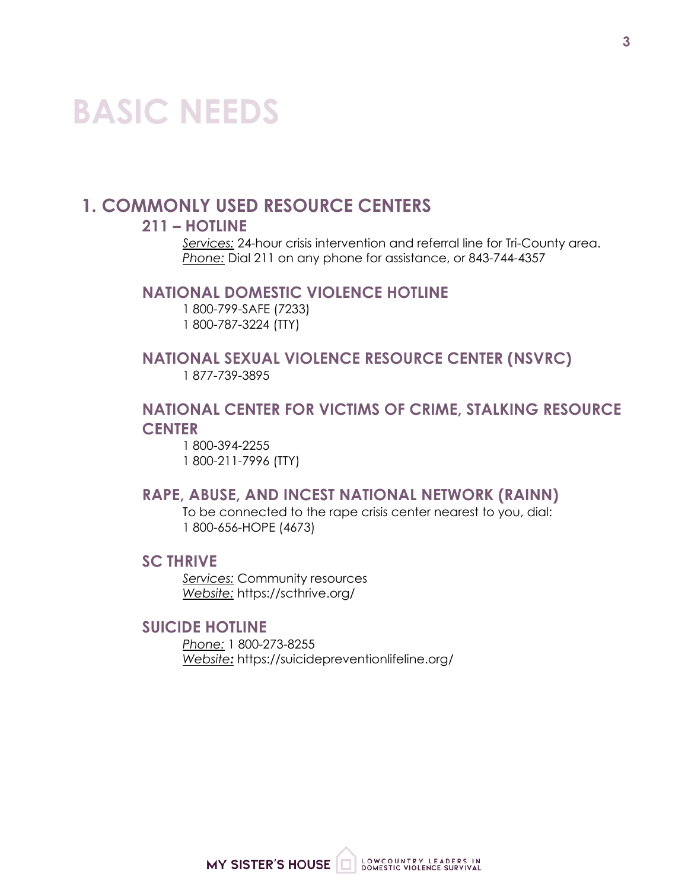# BASIC NEEDS

## 1. COMMONLY USED RESOURCE CENTERS

### 211 – HOTLINE

*Services:* 24-hour crisis intervention and referral line for Tri-County area.
*Phone:* Dial 211 on any phone for assistance, or 843-744-4357

### NATIONAL DOMESTIC VIOLENCE HOTLINE

1 800-799-SAFE (7233)
1 800-787-3224 (TTY)

### NATIONAL SEXUAL VIOLENCE RESOURCE CENTER (NSVRC)

1 877-739-3895

### NATIONAL CENTER FOR VICTIMS OF CRIME, STALKING RESOURCE CENTER

1 800-394-2255
1 800-211-7996 (TTY)

### RAPE, ABUSE, AND INCEST NATIONAL NETWORK (RAINN)

To be connected to the rape crisis center nearest to you, dial:
1 800-656-HOPE (4673)

### SC THRIVE

*Services:* Community resources
*Website:* https://scthrive.org/

### SUICIDE HOTLINE

*Phone:* 1 800-273-8255
*Website:* https://suicidepreventionlifeline.org/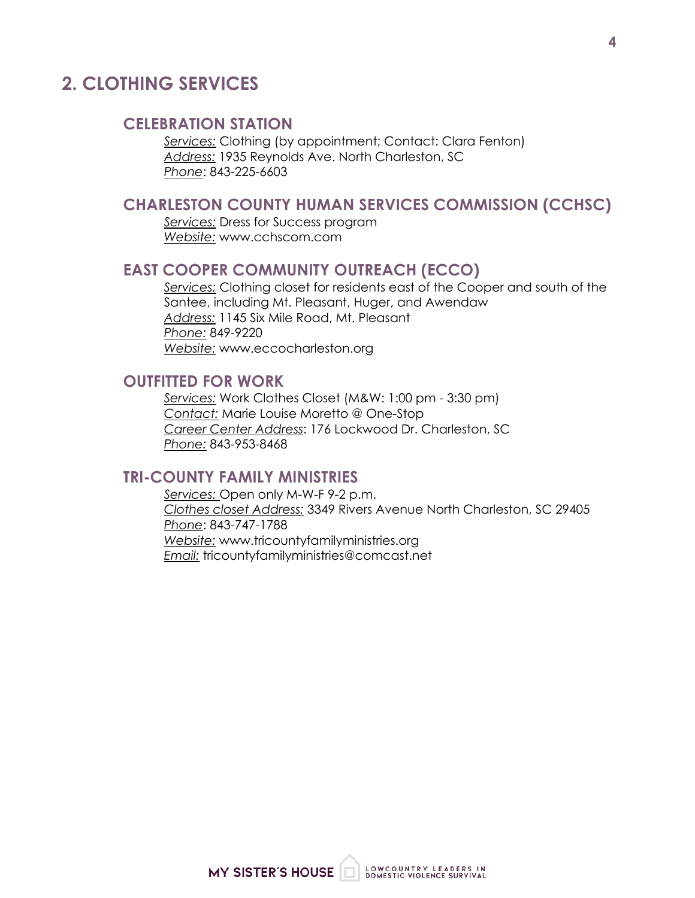## 2. CLOTHING SERVICES

### CELEBRATION STATION

*Services:* Clothing (by appointment; Contact: Clara Fenton)
*Address:* 1935 Reynolds Ave. North Charleston, SC
*Phone*: 843-225-6603

### CHARLESTON COUNTY HUMAN SERVICES COMMISSION (CCHSC)

*Services:* Dress for Success program
*Website:* www.cchscom.com

### EAST COOPER COMMUNITY OUTREACH (ECCO)

*Services:* Clothing closet for residents east of the Cooper and south of the Santee, including Mt. Pleasant, Huger, and Awendaw
*Address:* 1145 Six Mile Road, Mt. Pleasant
*Phone:* 849-9220
*Website:* www.eccocharleston.org

### OUTFITTED FOR WORK

*Services:* Work Clothes Closet (M&W: 1:00 pm - 3:30 pm)
*Contact:* Marie Louise Moretto @ One-Stop
*Career Center Address*: 176 Lockwood Dr. Charleston, SC
*Phone:* 843-953-8468

### TRI-COUNTY FAMILY MINISTRIES

*Services:* Open only M-W-F 9-2 p.m.
*Clothes closet Address:* 3349 Rivers Avenue North Charleston, SC 29405
*Phone*: 843-747-1788
*Website:* www.tricountyfamilyministries.org
*Email:* tricountyfamilyministries@comcast.net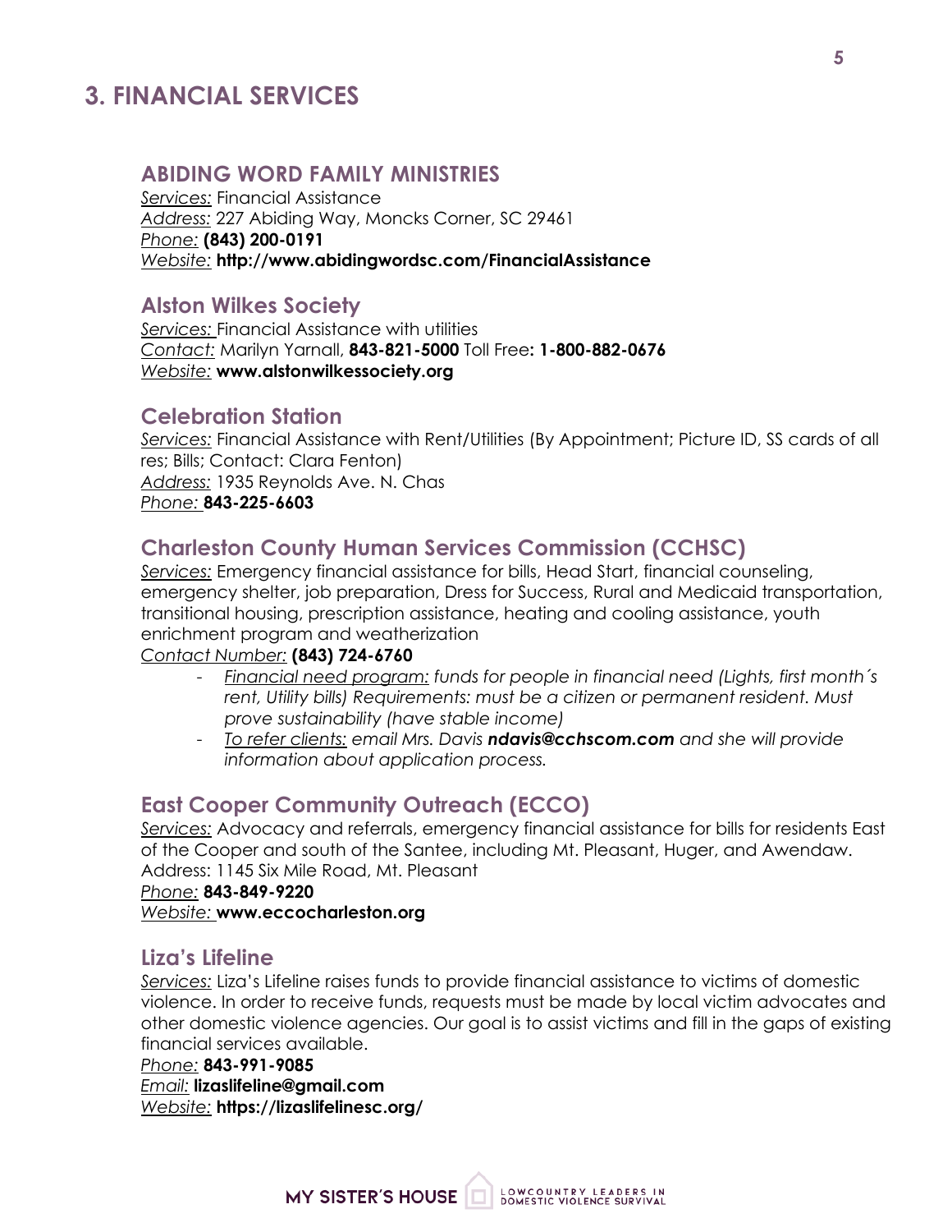# 3. FINANCIAL SERVICES

## ABIDING WORD FAMILY MINISTRIES

*Services:* Financial Assistance
*Address:* 227 Abiding Way, Moncks Corner, SC 29461
*Phone:* **(843) 200-0191**
*Website:* **http://www.abidingwordsc.com/FinancialAssistance**

## Alston Wilkes Society

*Services:* Financial Assistance with utilities
*Contact:* Marilyn Yarnall, **843-821-5000** Toll Free**: 1-800-882-0676**
*Website:* **www.alstonwilkessociety.org**

## Celebration Station

*Services:* Financial Assistance with Rent/Utilities (By Appointment; Picture ID, SS cards of all res; Bills; Contact: Clara Fenton)
*Address:* 1935 Reynolds Ave. N. Chas
*Phone:* **843-225-6603**

## Charleston County Human Services Commission (CCHSC)

*Services:* Emergency financial assistance for bills, Head Start, financial counseling, emergency shelter, job preparation, Dress for Success, Rural and Medicaid transportation, transitional housing, prescription assistance, heating and cooling assistance, youth enrichment program and weatherization
*Contact Number:* **(843) 724-6760**

- *Financial need program: funds for people in financial need (Lights, first month´s rent, Utility bills) Requirements: must be a citizen or permanent resident. Must prove sustainability (have stable income)*
- *To refer clients: email Mrs. Davis **ndavis@cchscom.com** and she will provide information about application process.*

## East Cooper Community Outreach (ECCO)

*Services:* Advocacy and referrals, emergency financial assistance for bills for residents East of the Cooper and south of the Santee, including Mt. Pleasant, Huger, and Awendaw.
Address: 1145 Six Mile Road, Mt. Pleasant
*Phone:* **843-849-9220**
*Website:* **www.eccocharleston.org**

## Liza's Lifeline

*Services:* Liza's Lifeline raises funds to provide financial assistance to victims of domestic violence. In order to receive funds, requests must be made by local victim advocates and other domestic violence agencies. Our goal is to assist victims and fill in the gaps of existing financial services available.
*Phone:* **843-991-9085**
*Email:* **lizaslifeline@gmail.com**
*Website:* **https://lizaslifelinesc.org/**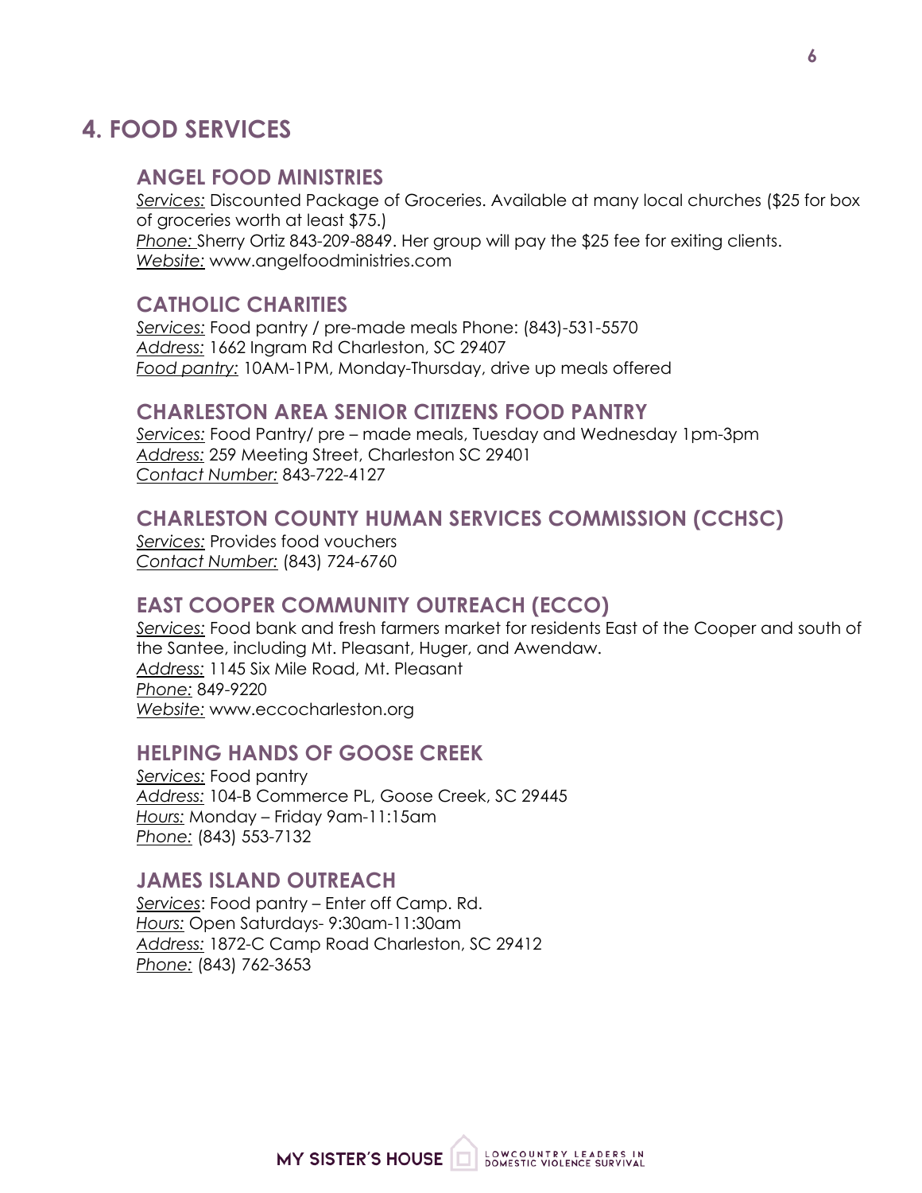# 4. FOOD SERVICES

## ANGEL FOOD MINISTRIES

*Services:* Discounted Package of Groceries. Available at many local churches ($25 for box of groceries worth at least $75.)
*Phone:* Sherry Ortiz 843-209-8849. Her group will pay the $25 fee for exiting clients.
*Website:* www.angelfoodministries.com

## CATHOLIC CHARITIES

*Services:* Food pantry / pre-made meals Phone: (843)-531-5570
*Address:* 1662 Ingram Rd Charleston, SC 29407
*Food pantry:* 10AM-1PM, Monday-Thursday, drive up meals offered

## CHARLESTON AREA SENIOR CITIZENS FOOD PANTRY

*Services:* Food Pantry/ pre – made meals, Tuesday and Wednesday 1pm-3pm
*Address:* 259 Meeting Street, Charleston SC 29401
*Contact Number:* 843-722-4127

## CHARLESTON COUNTY HUMAN SERVICES COMMISSION (CCHSC)

*Services:* Provides food vouchers
*Contact Number:* (843) 724-6760

## EAST COOPER COMMUNITY OUTREACH (ECCO)

*Services:* Food bank and fresh farmers market for residents East of the Cooper and south of the Santee, including Mt. Pleasant, Huger, and Awendaw.
*Address:* 1145 Six Mile Road, Mt. Pleasant
*Phone:* 849-9220
*Website:* www.eccocharleston.org

## HELPING HANDS OF GOOSE CREEK

*Services:* Food pantry
*Address:* 104-B Commerce PL, Goose Creek, SC 29445
*Hours:* Monday – Friday 9am-11:15am
*Phone:* (843) 553-7132

## JAMES ISLAND OUTREACH

*Services*: Food pantry – Enter off Camp. Rd.
*Hours:* Open Saturdays- 9:30am-11:30am
*Address:* 1872-C Camp Road Charleston, SC 29412
*Phone:* (843) 762-3653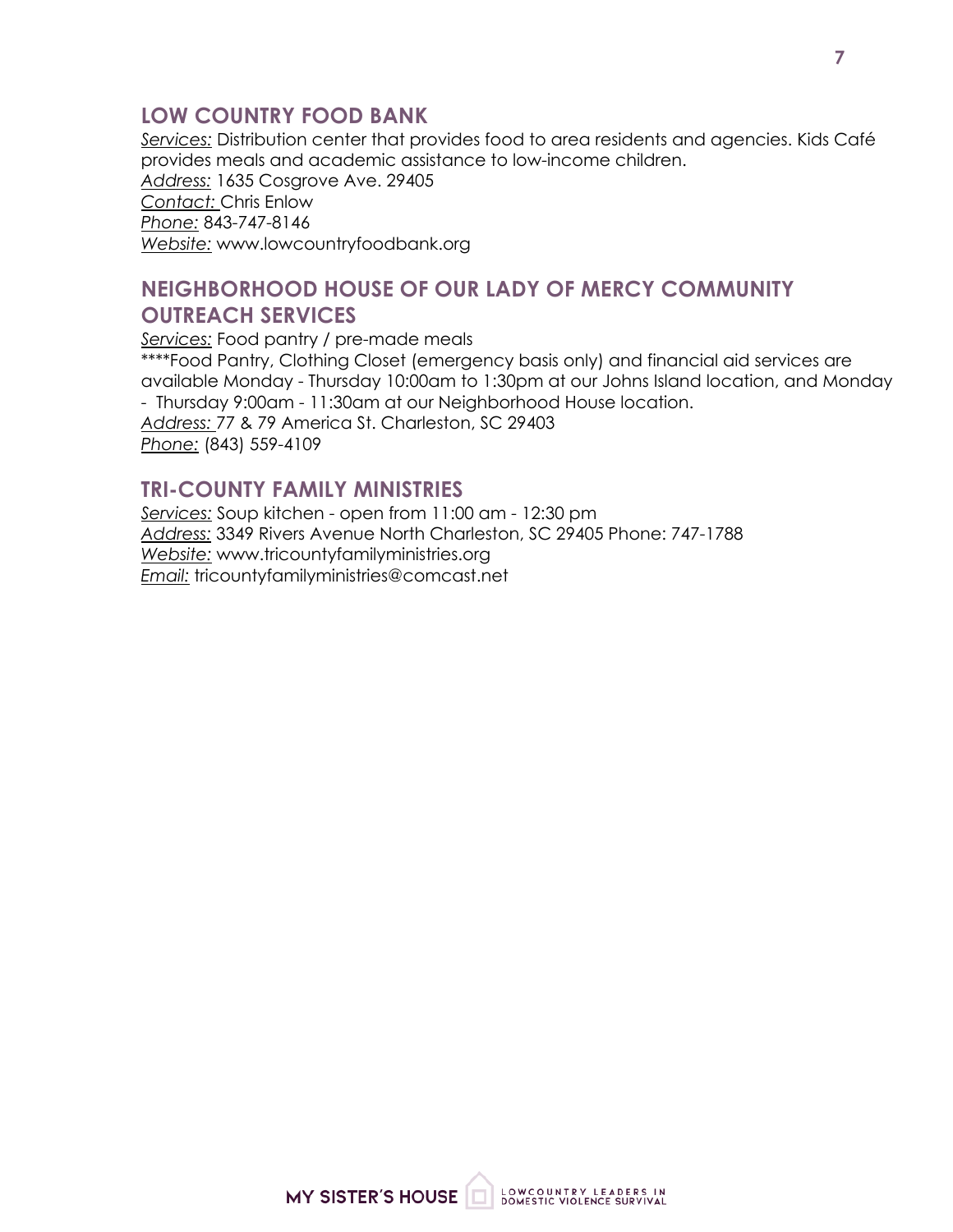## LOW COUNTRY FOOD BANK

*Services:* Distribution center that provides food to area residents and agencies. Kids Café provides meals and academic assistance to low-income children.
*Address:* 1635 Cosgrove Ave. 29405
*Contact:* Chris Enlow
*Phone:* 843-747-8146
*Website:* www.lowcountryfoodbank.org

## NEIGHBORHOOD HOUSE OF OUR LADY OF MERCY COMMUNITY OUTREACH SERVICES

*Services:* Food pantry / pre-made meals
****Food Pantry, Clothing Closet (emergency basis only) and financial aid services are available Monday - Thursday 10:00am to 1:30pm at our Johns Island location, and Monday - Thursday 9:00am - 11:30am at our Neighborhood House location.
*Address:* 77 & 79 America St. Charleston, SC 29403
*Phone:* (843) 559-4109

## TRI-COUNTY FAMILY MINISTRIES

*Services:* Soup kitchen - open from 11:00 am - 12:30 pm
*Address:* 3349 Rivers Avenue North Charleston, SC 29405 Phone: 747-1788
*Website:* www.tricountyfamilyministries.org
*Email:* tricountyfamilyministries@comcast.net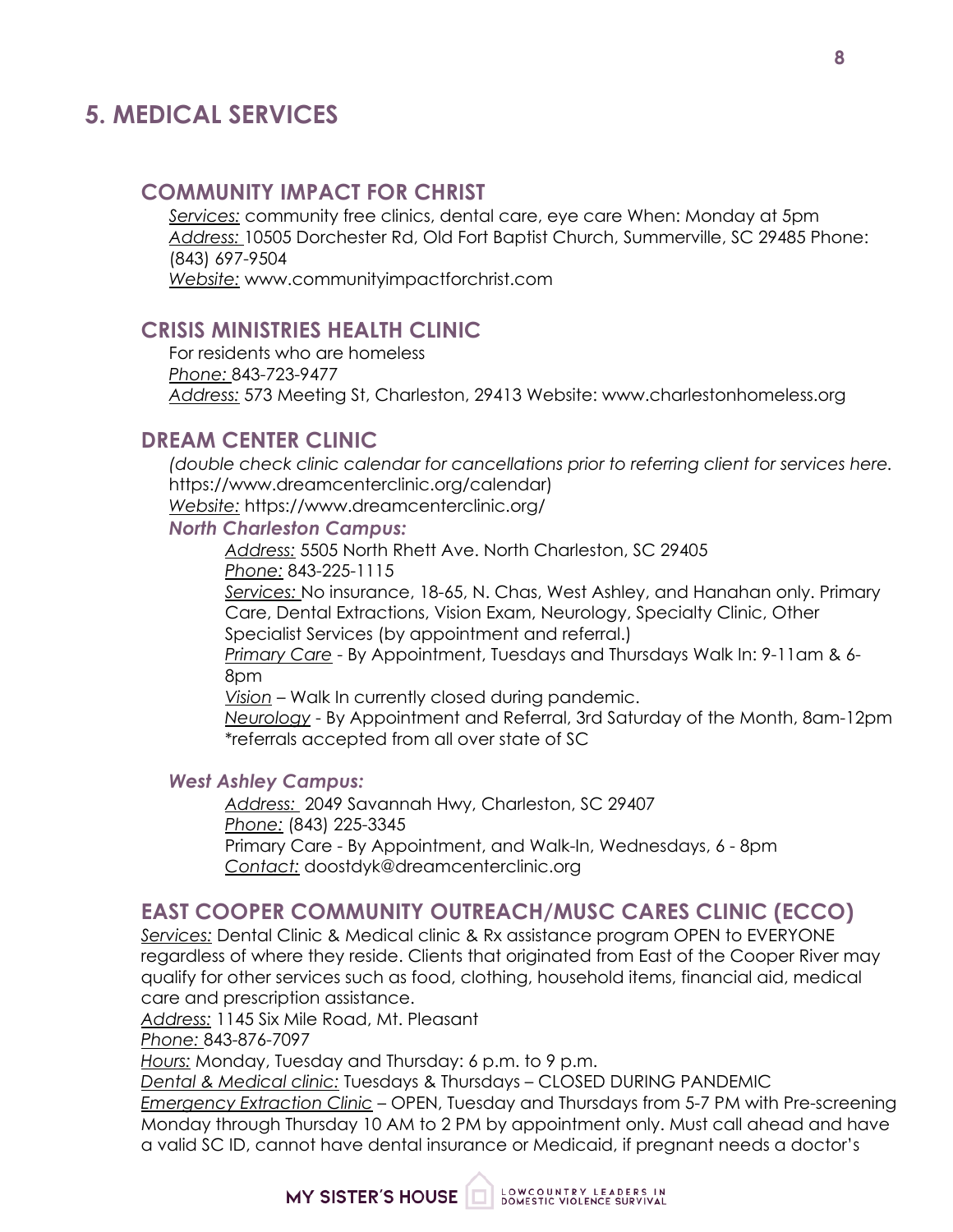## 5. MEDICAL SERVICES

### COMMUNITY IMPACT FOR CHRIST

Services: community free clinics, dental care, eye care When: Monday at 5pm
Address: 10505 Dorchester Rd, Old Fort Baptist Church, Summerville, SC 29485 Phone: (843) 697-9504
Website: www.communityimpactforchrist.com

### CRISIS MINISTRIES HEALTH CLINIC

For residents who are homeless
Phone: 843-723-9477
Address: 573 Meeting St, Charleston, 29413 Website: www.charlestonhomeless.org

### DREAM CENTER CLINIC

*(double check clinic calendar for cancellations prior to referring client for services here.* https://www.dreamcenterclinic.org/calendar)
Website: https://www.dreamcenterclinic.org/

***North Charleston Campus:***

Address: 5505 North Rhett Ave. North Charleston, SC 29405
Phone: 843-225-1115
Services: No insurance, 18-65, N. Chas, West Ashley, and Hanahan only. Primary Care, Dental Extractions, Vision Exam, Neurology, Specialty Clinic, Other Specialist Services (by appointment and referral.)
Primary Care - By Appointment, Tuesdays and Thursdays Walk In: 9-11am & 6-8pm
Vision – Walk In currently closed during pandemic.
Neurology - By Appointment and Referral, 3rd Saturday of the Month, 8am-12pm
*referrals accepted from all over state of SC

***West Ashley Campus:***

Address: 2049 Savannah Hwy, Charleston, SC 29407
Phone: (843) 225-3345
Primary Care - By Appointment, and Walk-In, Wednesdays, 6 - 8pm
Contact: doostdyk@dreamcenterclinic.org

### EAST COOPER COMMUNITY OUTREACH/MUSC CARES CLINIC (ECCO)

Services: Dental Clinic & Medical clinic & Rx assistance program OPEN to EVERYONE regardless of where they reside. Clients that originated from East of the Cooper River may qualify for other services such as food, clothing, household items, financial aid, medical care and prescription assistance.
Address: 1145 Six Mile Road, Mt. Pleasant
Phone: 843-876-7097
Hours: Monday, Tuesday and Thursday: 6 p.m. to 9 p.m.
Dental & Medical clinic: Tuesdays & Thursdays – CLOSED DURING PANDEMIC
Emergency Extraction Clinic – OPEN, Tuesday and Thursdays from 5-7 PM with Pre-screening Monday through Thursday 10 AM to 2 PM by appointment only. Must call ahead and have a valid SC ID, cannot have dental insurance or Medicaid, if pregnant needs a doctor's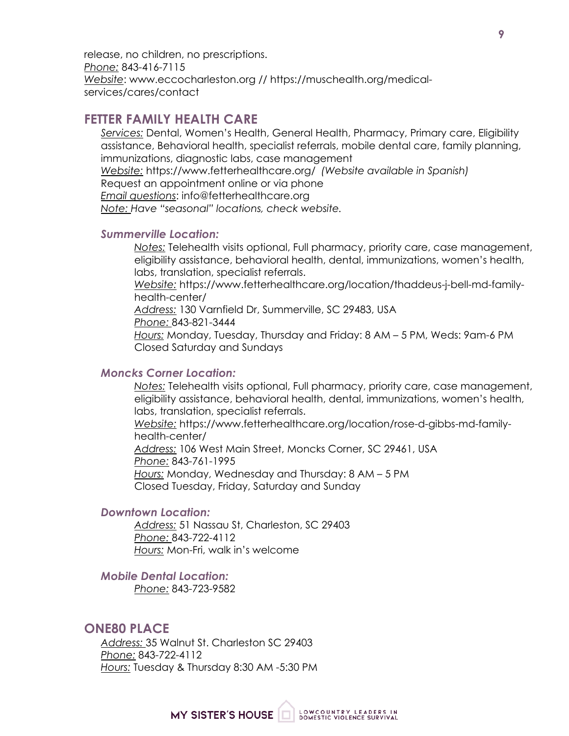release, no children, no prescriptions.
*Phone:* 843-416-7115
*Website*: www.eccocharleston.org // https://muschealth.org/medical-services/cares/contact

## FETTER FAMILY HEALTH CARE

*Services:* Dental, Women's Health, General Health, Pharmacy, Primary care, Eligibility assistance, Behavioral health, specialist referrals, mobile dental care, family planning, immunizations, diagnostic labs, case management
*Website:* https://www.fetterhealthcare.org/ *(Website available in Spanish)*
Request an appointment online or via phone
*Email questions*: info@fetterhealthcare.org
*Note: Have "seasonal" locations, check website.*

### *Summerville Location:*

*Notes:* Telehealth visits optional, Full pharmacy, priority care, case management, eligibility assistance, behavioral health, dental, immunizations, women's health, labs, translation, specialist referrals.
*Website:* https://www.fetterhealthcare.org/location/thaddeus-j-bell-md-family-health-center/
*Address:* 130 Varnfield Dr, Summerville, SC 29483, USA
*Phone:* 843-821-3444
*Hours:* Monday, Tuesday, Thursday and Friday: 8 AM – 5 PM, Weds: 9am-6 PM
Closed Saturday and Sundays

### *Moncks Corner Location:*

*Notes:* Telehealth visits optional, Full pharmacy, priority care, case management, eligibility assistance, behavioral health, dental, immunizations, women's health, labs, translation, specialist referrals.
*Website:* https://www.fetterhealthcare.org/location/rose-d-gibbs-md-family-health-center/
*Address:* 106 West Main Street, Moncks Corner, SC 29461, USA
*Phone:* 843-761-1995
*Hours:* Monday, Wednesday and Thursday: 8 AM – 5 PM
Closed Tuesday, Friday, Saturday and Sunday

### *Downtown Location:*

*Address:* 51 Nassau St, Charleston, SC 29403
*Phone:* 843-722-4112
*Hours:* Mon-Fri, walk in's welcome

### *Mobile Dental Location:*

*Phone:* 843-723-9582

## ONE80 PLACE

*Address:* 35 Walnut St. Charleston SC 29403
*Phone:* 843-722-4112
*Hours:* Tuesday & Thursday 8:30 AM -5:30 PM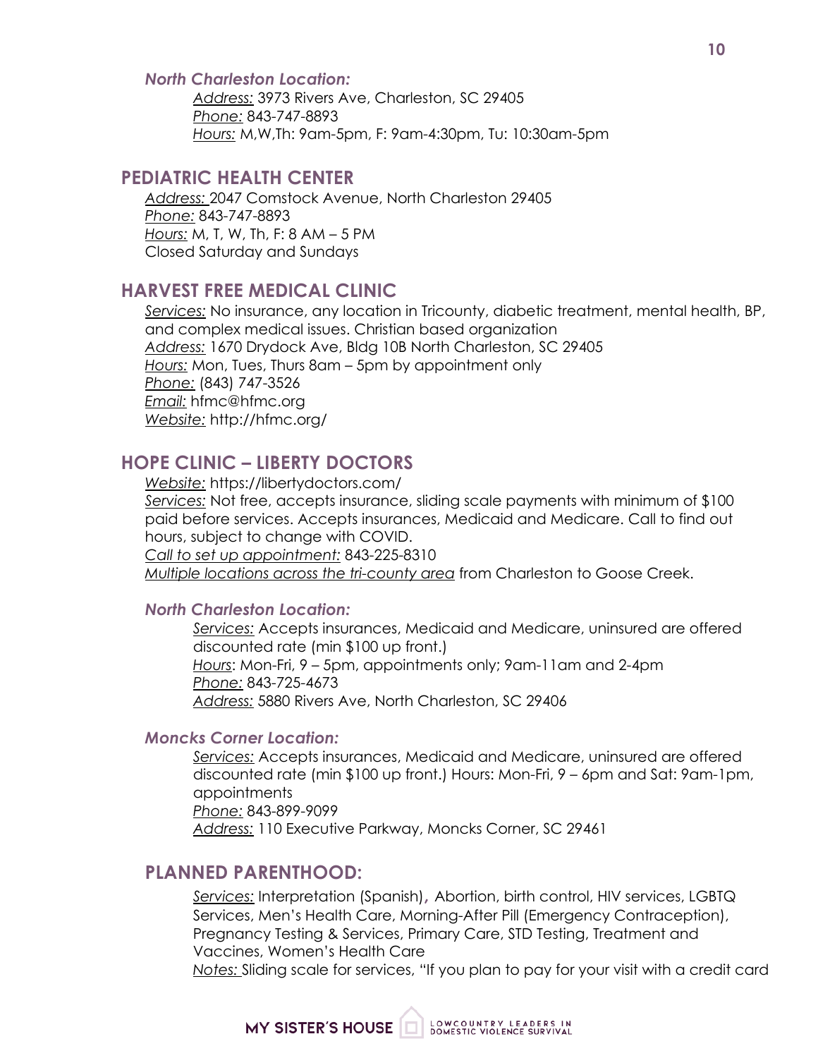### *North Charleston Location:*

*Address:* 3973 Rivers Ave, Charleston, SC 29405
*Phone:* 843-747-8893
*Hours:* M,W,Th: 9am-5pm, F: 9am-4:30pm, Tu: 10:30am-5pm

## PEDIATRIC HEALTH CENTER

*Address:* 2047 Comstock Avenue, North Charleston 29405
*Phone:* 843-747-8893
*Hours:* M, T, W, Th, F: 8 AM – 5 PM
Closed Saturday and Sundays

## HARVEST FREE MEDICAL CLINIC

*Services:* No insurance, any location in Tricounty, diabetic treatment, mental health, BP, and complex medical issues. Christian based organization
*Address:* 1670 Drydock Ave, Bldg 10B North Charleston, SC 29405
*Hours:* Mon, Tues, Thurs 8am – 5pm by appointment only
*Phone:* (843) 747-3526
*Email:* hfmc@hfmc.org
*Website:* http://hfmc.org/

## HOPE CLINIC – LIBERTY DOCTORS

*Website:* https://libertydoctors.com/
*Services:* Not free, accepts insurance, sliding scale payments with minimum of $100 paid before services. Accepts insurances, Medicaid and Medicare. Call to find out hours, subject to change with COVID.
*Call to set up appointment:* 843-225-8310
*Multiple locations across the tri-county area* from Charleston to Goose Creek.

### *North Charleston Location:*

*Services:* Accepts insurances, Medicaid and Medicare, uninsured are offered discounted rate (min $100 up front.)
*Hours*: Mon-Fri, 9 – 5pm, appointments only; 9am-11am and 2-4pm
*Phone:* 843-725-4673
*Address:* 5880 Rivers Ave, North Charleston, SC 29406

### *Moncks Corner Location:*

*Services:* Accepts insurances, Medicaid and Medicare, uninsured are offered discounted rate (min $100 up front.) Hours: Mon-Fri, 9 – 6pm and Sat: 9am-1pm, appointments
*Phone:* 843-899-9099
*Address:* 110 Executive Parkway, Moncks Corner, SC 29461

## PLANNED PARENTHOOD:

*Services:* Interpretation (Spanish), Abortion, birth control, HIV services, LGBTQ Services, Men's Health Care, Morning-After Pill (Emergency Contraception), Pregnancy Testing & Services, Primary Care, STD Testing, Treatment and Vaccines, Women's Health Care
*Notes:* Sliding scale for services, "If you plan to pay for your visit with a credit card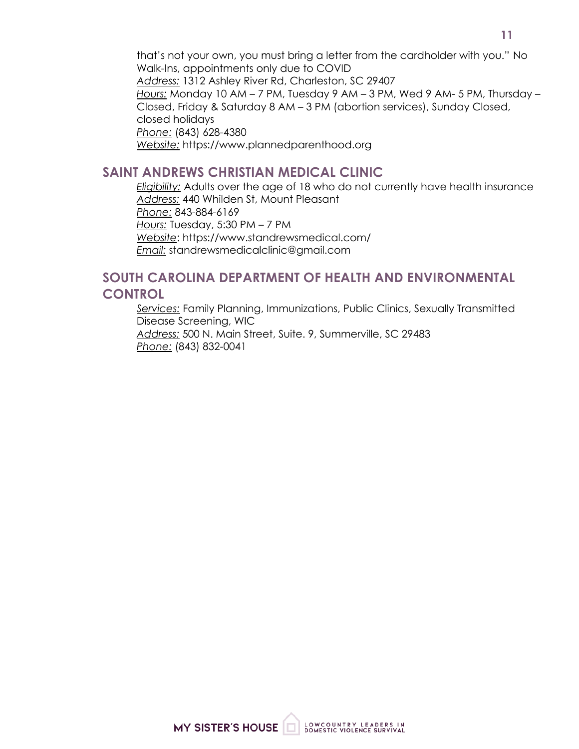that's not your own, you must bring a letter from the cardholder with you." No Walk-Ins, appointments only due to COVID
*Address:* 1312 Ashley River Rd, Charleston, SC 29407
*Hours:* Monday 10 AM – 7 PM, Tuesday 9 AM – 3 PM, Wed 9 AM- 5 PM, Thursday – Closed, Friday & Saturday 8 AM – 3 PM (abortion services), Sunday Closed, closed holidays
*Phone:* (843) 628-4380
*Website:* https://www.plannedparenthood.org

## SAINT ANDREWS CHRISTIAN MEDICAL CLINIC

*Eligibility:* Adults over the age of 18 who do not currently have health insurance
*Address:* 440 Whilden St, Mount Pleasant
*Phone:* 843-884-6169
*Hours:* Tuesday, 5:30 PM – 7 PM
*Website*: https://www.standrewsmedical.com/
*Email:* standrewsmedicalclinic@gmail.com

## SOUTH CAROLINA DEPARTMENT OF HEALTH AND ENVIRONMENTAL CONTROL

*Services:* Family Planning, Immunizations, Public Clinics, Sexually Transmitted Disease Screening, WIC
*Address:* 500 N. Main Street, Suite. 9, Summerville, SC 29483
*Phone:* (843) 832-0041